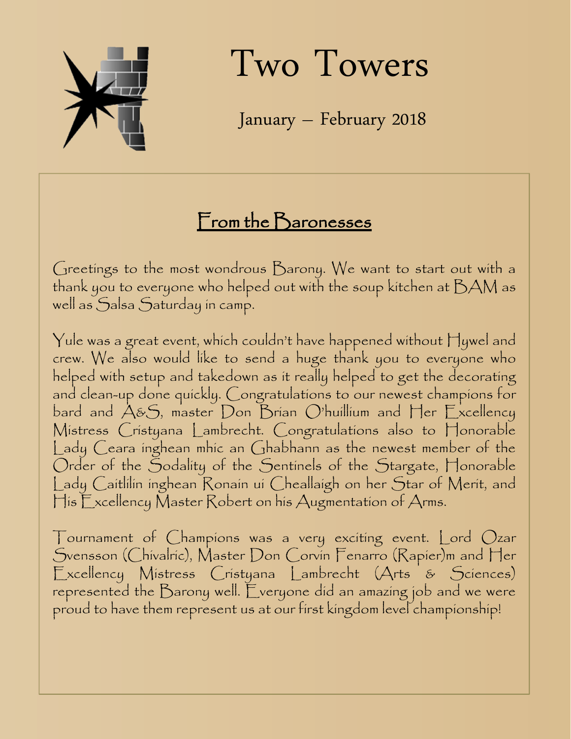# Two Towers

January – February 2018

## From the Baronesses

Greetings to the most wondrous Barony. We want to start out with a thank you to everyone who helped out with the soup kitchen at BAM as well as Salsa Saturday in camp.

Yule was a great event, which couldn't have happened without Hywel and crew. We also would like to send a huge thank you to everyone who helped with setup and takedown as it really helped to get the decorating and clean-up done quickly. Congratulations to our newest champions for bard and A&S, master Don Brian O'huillium and Her Excellency Mistress Cristyana Lambrecht. Congratulations also to Honorable Lady Ceara inghean mhic an Ghabhann as the newest member of the Order of the Sodality of the Sentinels of the Stargate, Honorable Lady Caitlilin inghean Ronain ui Cheallaigh on her Star of Merit, and His Excellency Master Robert on his Augmentation of Arms.

Tournament of Champions was a very exciting event. Lord Ozar Svensson (Chivalric), Master Don Corvin Fenarro (Rapier)m and Her Excellency Mistress Cristyana Lambrecht (Arts & Sciences) represented the Barony well. Everyone did an amazing job and we were proud to have them represent us at our first kingdom level championship!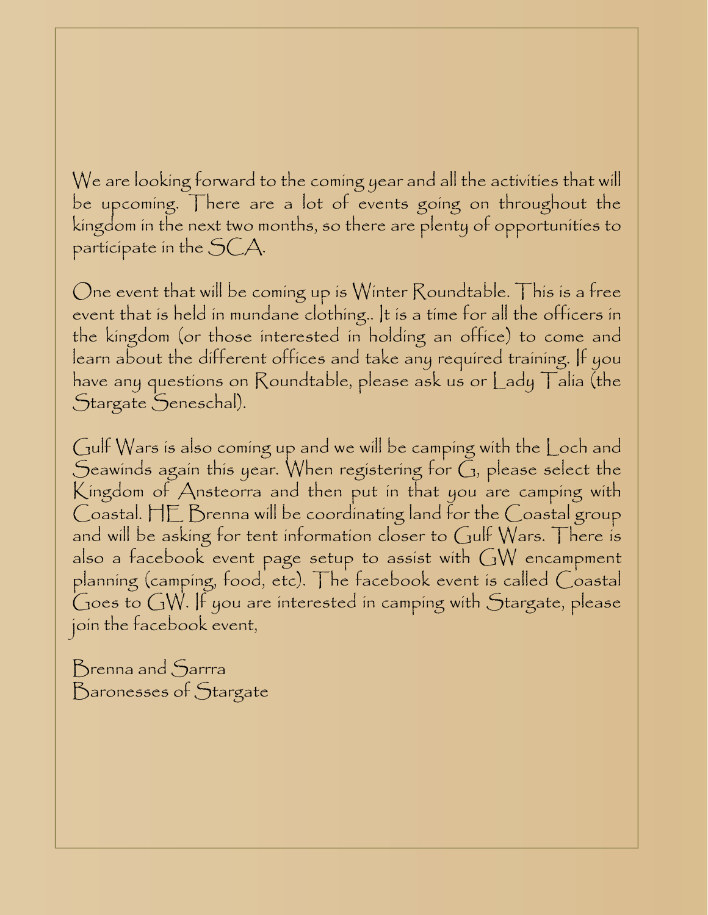We are looking forward to the coming year and all the activities that will be upcoming. There are a lot of events going on throughout the kingdom in the next two months, so there are plenty of opportunities to participate in the SCA.

One event that will be coming up is Winter Roundtable. This is a free event that is held in mundane clothing.. It is a time for all the officers in the kingdom (or those interested in holding an office) to come and learn about the different offices and take any required training. If you have any questions on Roundtable, please ask us or Lady Talia (the Stargate Seneschal).

Gulf Wars is also coming up and we will be camping with the Loch and Seawinds again this year. When registering for G, please select the Kingdom of Ansteorra and then put in that you are camping with Coastal. HE Brenna will be coordinating land for the Coastal group and will be asking for tent information closer to Gulf Wars. There is also a facebook event page setup to assist with GW encampment planning (camping, food, etc). The facebook event is called Coastal Goes to GW. If you are interested in camping with Stargate, please join the facebook event,

Brenna and Sarrra
Baronesses of Stargate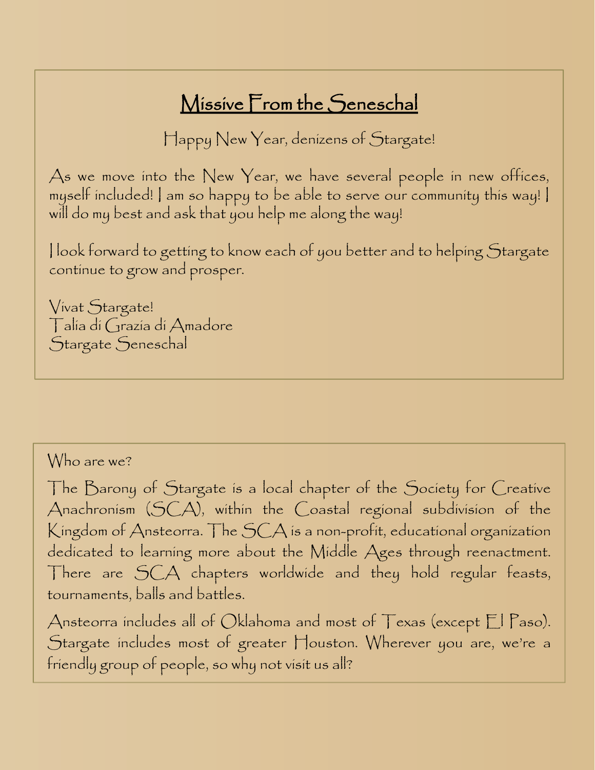## Missive From the Seneschal

Happy New Year, denizens of Stargate!

As we move into the New Year, we have several people in new offices, myself included! I am so happy to be able to serve our community this way! I will do my best and ask that you help me along the way!

I look forward to getting to know each of you better and to helping Stargate continue to grow and prosper.

Vivat Stargate!
Talia di Grazia di Amadore
Stargate Seneschal

Who are we?

The Barony of Stargate is a local chapter of the Society for Creative Anachronism (SCA), within the Coastal regional subdivision of the Kingdom of Ansteorra. The SCA is a non-profit, educational organization dedicated to learning more about the Middle Ages through reenactment. There are SCA chapters worldwide and they hold regular feasts, tournaments, balls and battles.

Ansteorra includes all of Oklahoma and most of Texas (except El Paso). Stargate includes most of greater Houston. Wherever you are, we're a friendly group of people, so why not visit us all?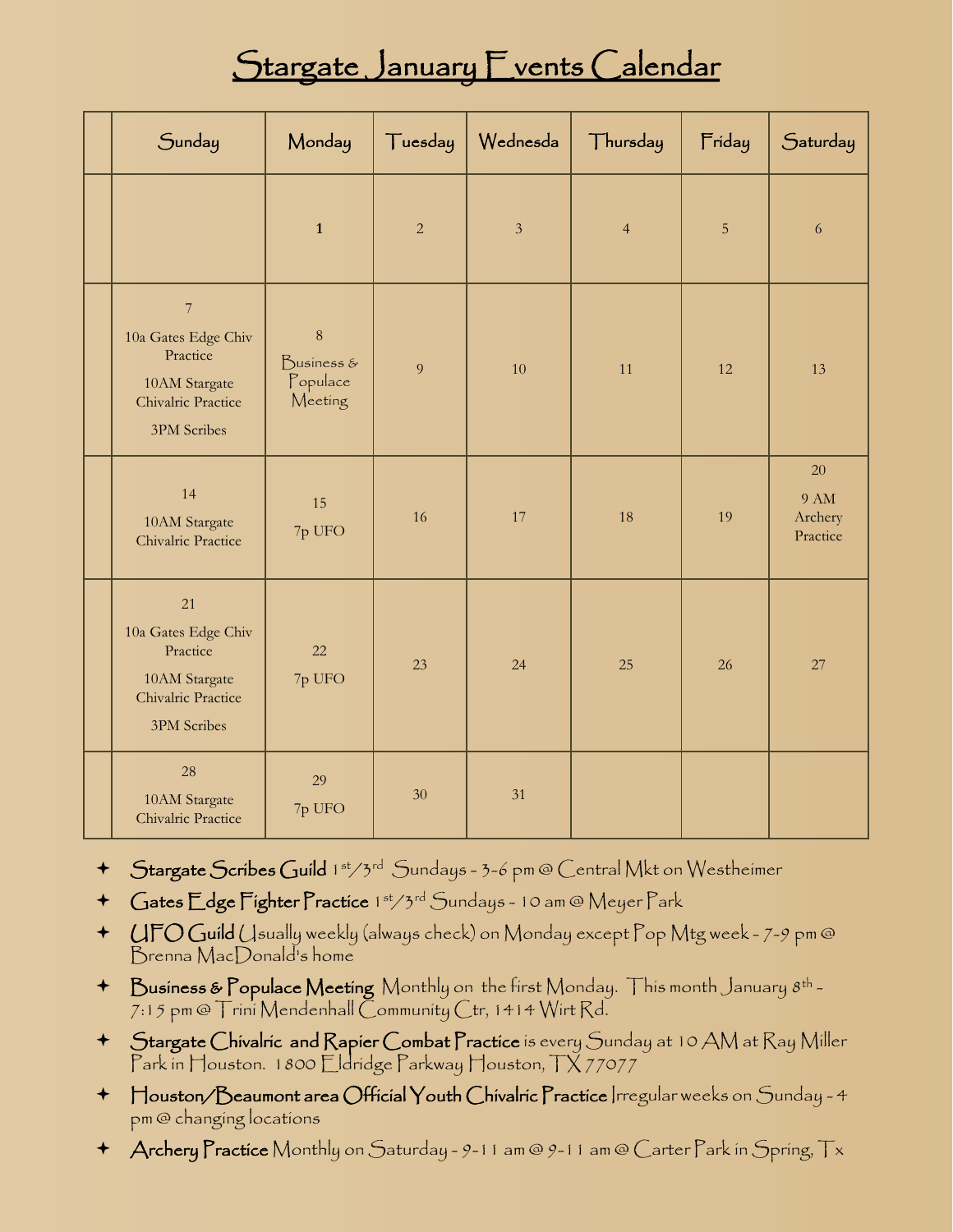# Stargate January Events Calendar

| | Sunday | Monday | Tuesday | Wednesda | Thursday | Friday | Saturday |
|---|---|---|---|---|---|---|---|
| | | 1 | 2 | 3 | 4 | 5 | 6 |
| | 7<br>10a Gates Edge Chiv Practice<br>10AM Stargate Chivalric Practice<br>3PM Scribes | 8<br>Business & Populace Meeting | 9 | 10 | 11 | 12 | 13 |
| | 14<br>10AM Stargate Chivalric Practice | 15<br>7p UFO | 16 | 17 | 18 | 19 | 20<br>9 AM Archery Practice |
| | 21<br>10a Gates Edge Chiv Practice<br>10AM Stargate Chivalric Practice<br>3PM Scribes | 22<br>7p UFO | 23 | 24 | 25 | 26 | 27 |
| | 28<br>10AM Stargate Chivalric Practice | 29<br>7p UFO | 30 | 31 | | | |

- **Stargate Scribes Guild** 1st/3rd Sundays - 3-6 pm @ Central Mkt on Westheimer
- **Gates Edge Fighter Practice** 1st/3rd Sundays - 10 am @ Meyer Park
- **UFO Guild** Usually weekly (always check) on Monday except Pop Mtg week - 7-9 pm @ Brenna MacDonald's home
- **Business & Populace Meeting** Monthly on the first Monday. This month January 8th - 7:15 pm @ Trini Mendenhall Community Ctr, 1414 Wirt Rd.
- **Stargate Chivalric and Rapier Combat Practice** is every Sunday at 10 AM at Ray Miller Park in Houston. 1800 Eldridge Parkway Houston, TX 77077
- **Houston/Beaumont area Official Youth Chivalric Practice** Irregular weeks on Sunday - 4 pm @ changing locations
- **Archery Practice** Monthly on Saturday - 9-11 am @ 9-11 am @ Carter Park in Spring, Tx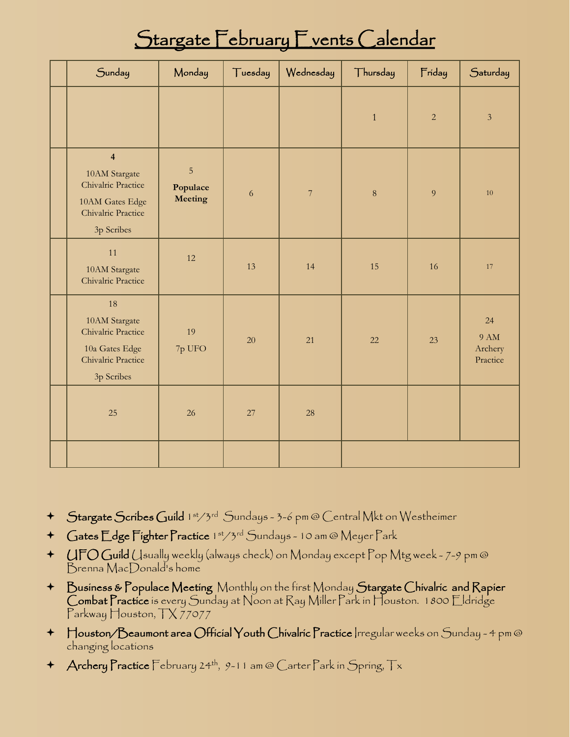# Stargate February Events Calendar

| | Sunday | Monday | Tuesday | Wednesday | Thursday | Friday | Saturday |
|---|---|---|---|---|---|---|---|
| | | | | | 1 | 2 | 3 |
| | **4**<br>10AM Stargate Chivalric Practice<br>10AM Gates Edge Chivalric Practice<br>3p Scribes | 5<br>**Populace Meeting** | 6 | 7 | 8 | 9 | 10 |
| | 11<br>10AM Stargate Chivalric Practice | 12 | 13 | 14 | 15 | 16 | 17 |
| | 18<br>10AM Stargate Chivalric Practice<br>10a Gates Edge Chivalric Practice<br>3p Scribes | 19<br>7p UFO | 20 | 21 | 22 | 23 | 24<br>9 AM Archery Practice |
| | 25 | 26 | 27 | 28 | | | |
| | | | | | | | |

- **Stargate Scribes Guild** 1st/3rd Sundays - 3-6 pm @ Central Mkt on Westheimer
- **Gates Edge Fighter Practice** 1st/3rd Sundays - 10 am @ Meyer Park
- **UFO Guild** Usually weekly (always check) on Monday except Pop Mtg week - 7-9 pm @ Brenna MacDonald's home
- **Business & Populace Meeting** Monthly on the first Monday **Stargate Chivalric and Rapier Combat Practice** is every Sunday at Noon at Ray Miller Park in Houston. 1800 Eldridge Parkway Houston, TX 77077
- **Houston/Beaumont area Official Youth Chivalric Practice** Irregular weeks on Sunday - 4 pm @ changing locations
- **Archery Practice** February 24th, 9-11 am @ Carter Park in Spring, Tx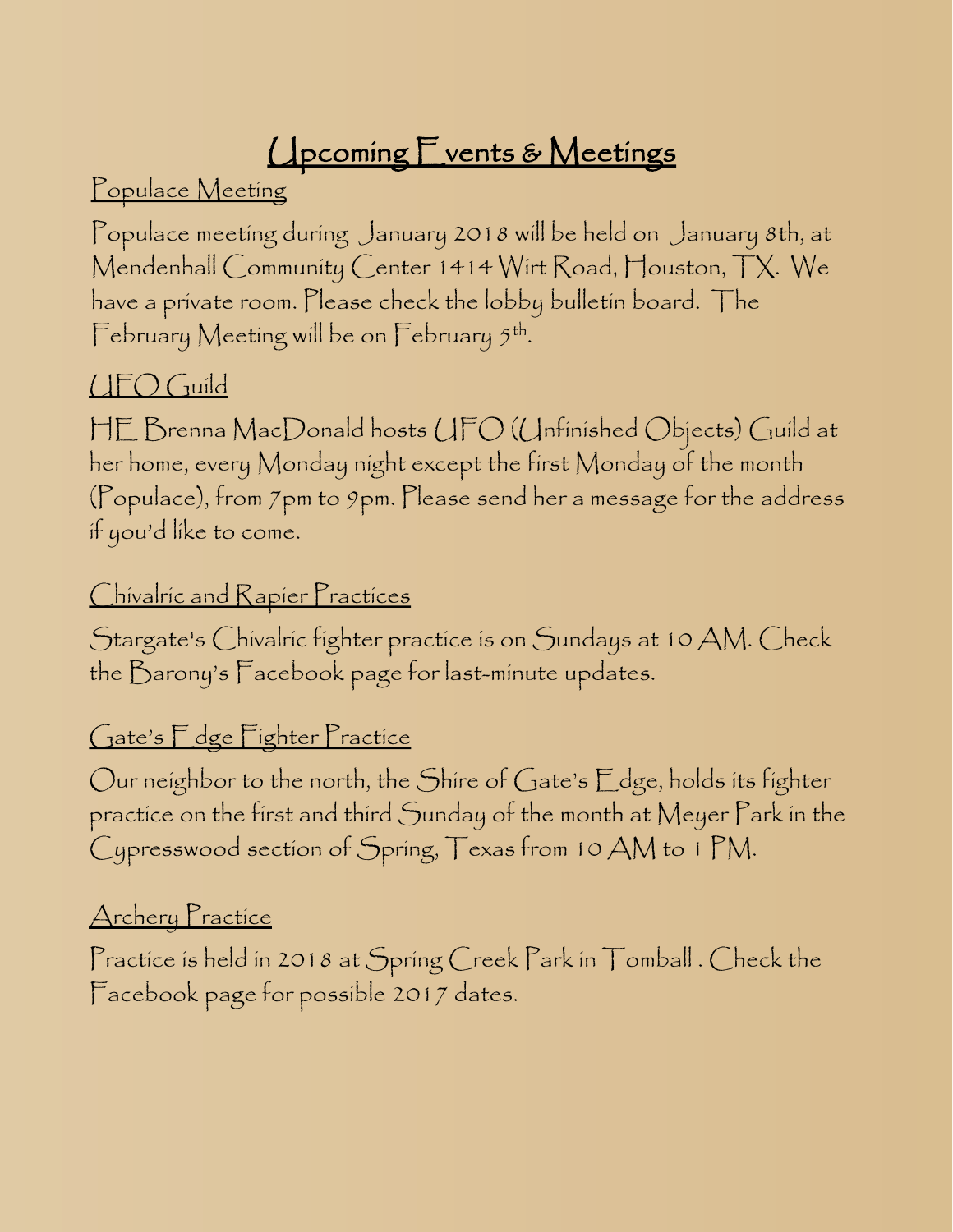# Upcoming Events & Meetings

## Populace Meeting

Populace meeting during January 2018 will be held on January 8th, at Mendenhall Community Center 1414 Wirt Road, Houston, TX. We have a private room. Please check the lobby bulletin board. The February Meeting will be on February 5th.

## UFO Guild

HE Brenna MacDonald hosts UFO (Unfinished Objects) Guild at her home, every Monday night except the first Monday of the month (Populace), from 7pm to 9pm. Please send her a message for the address if you'd like to come.

## Chivalric and Rapier Practices

Stargate's Chivalric fighter practice is on Sundays at 10 AM. Check the Barony's Facebook page for last-minute updates.

## Gate's Edge Fighter Practice

Our neighbor to the north, the Shire of Gate's Edge, holds its fighter practice on the first and third Sunday of the month at Meyer Park in the Cypresswood section of Spring, Texas from 10 AM to 1 PM.

## Archery Practice

Practice is held in 2018 at Spring Creek Park in Tomball . Check the Facebook page for possible 2017 dates.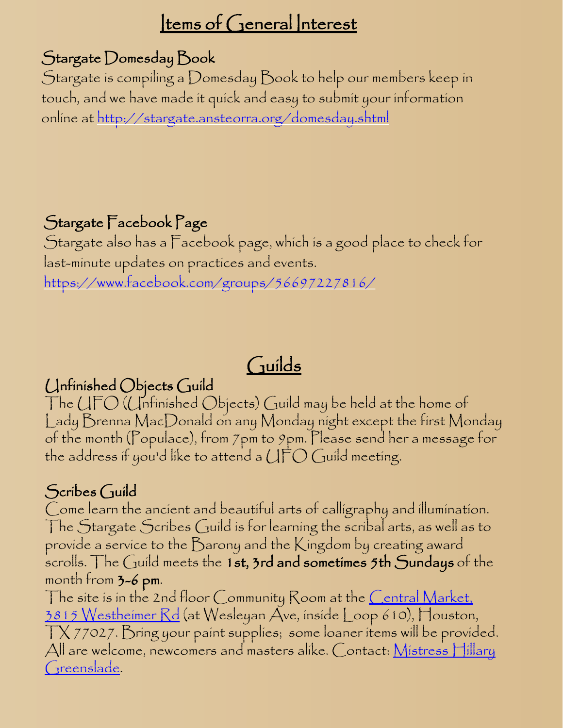# Items of General Interest

## Stargate Domesday Book

Stargate is compiling a Domesday Book to help our members keep in touch, and we have made it quick and easy to submit your information online at http://stargate.ansteorra.org/domesday.shtml

## Stargate Facebook Page

Stargate also has a Facebook page, which is a good place to check for last-minute updates on practices and events.

https://www.facebook.com/groups/56697227816/

# Guilds

## Unfinished Objects Guild

The UFO (Unfinished Objects) Guild may be held at the home of Lady Brenna MacDonald on any Monday night except the first Monday of the month (Populace), from 7pm to 9pm. Please send her a message for the address if you'd like to attend a UFO Guild meeting.

## Scribes Guild

Come learn the ancient and beautiful arts of calligraphy and illumination. The Stargate Scribes Guild is for learning the scribal arts, as well as to provide a service to the Barony and the Kingdom by creating award scrolls. The Guild meets the **1st, 3rd and sometimes 5th Sundays** of the month from **3-6 pm**.

The site is in the 2nd floor Community Room at the Central Market, 3815 Westheimer Rd (at Wesleyan Ave, inside Loop 610), Houston, TX 77027. Bring your paint supplies; some loaner items will be provided. All are welcome, newcomers and masters alike. Contact: Mistress Hillary Greenslade.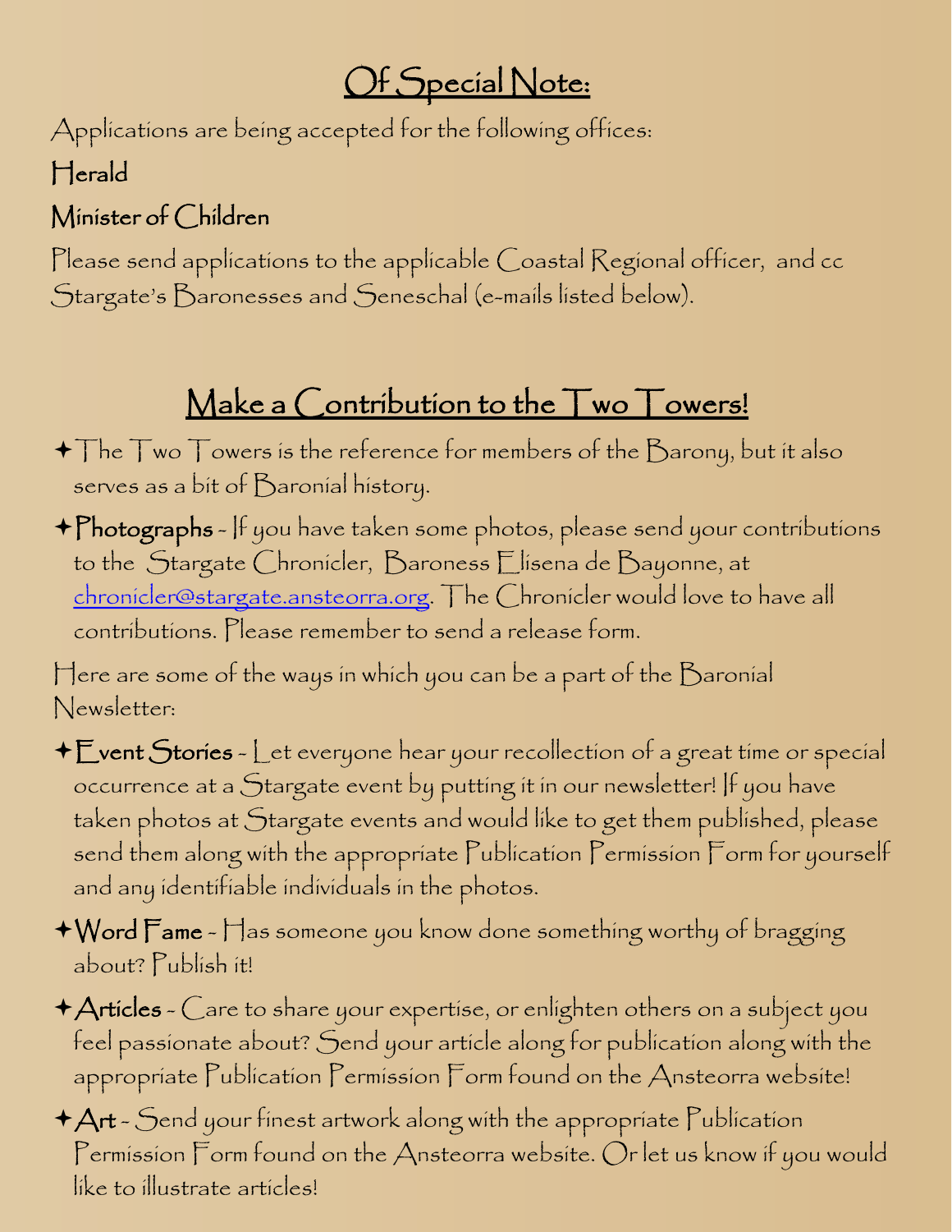## Of Special Note:

Applications are being accepted for the following offices:

**Herald**

**Minister of Children**

Please send applications to the applicable Coastal Regional officer, and cc Stargate's Baronesses and Seneschal (e-mails listed below).

## Make a Contribution to the Two Towers!

- The Two Towers is the reference for members of the Barony, but it also serves as a bit of Baronial history.
- **Photographs** - If you have taken some photos, please send your contributions to the Stargate Chronicler, Baroness Elisena de Bayonne, at chronicler@stargate.ansteorra.org. The Chronicler would love to have all contributions. Please remember to send a release form.

Here are some of the ways in which you can be a part of the Baronial Newsletter:

- **Event Stories** - Let everyone hear your recollection of a great time or special occurrence at a Stargate event by putting it in our newsletter! If you have taken photos at Stargate events and would like to get them published, please send them along with the appropriate Publication Permission Form for yourself and any identifiable individuals in the photos.
- **Word Fame** - Has someone you know done something worthy of bragging about? Publish it!
- **Articles** - Care to share your expertise, or enlighten others on a subject you feel passionate about? Send your article along for publication along with the appropriate Publication Permission Form found on the Ansteorra website!
- **Art** - Send your finest artwork along with the appropriate Publication Permission Form found on the Ansteorra website. Or let us know if you would like to illustrate articles!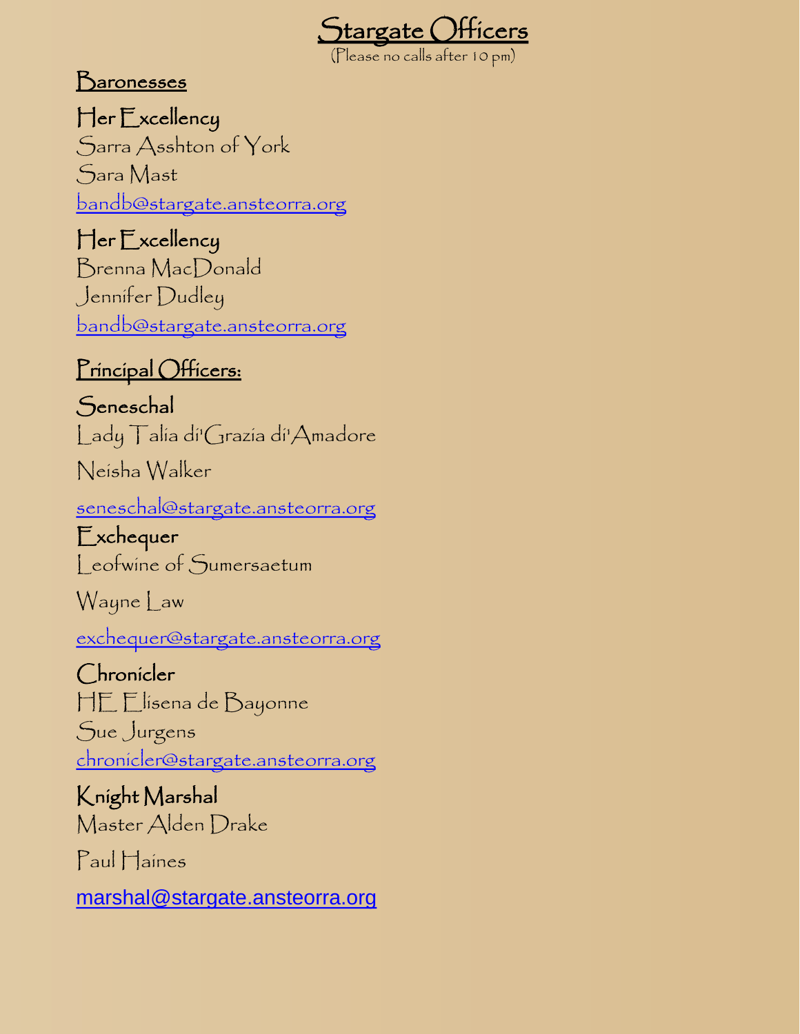# Stargate Officers

(Please no calls after 10 pm)

## Baronesses

### Her Excellency

Sarra Asshton of York

Sara Mast

bandb@stargate.ansteorra.org

### Her Excellency

Brenna MacDonald

Jennifer Dudley

bandb@stargate.ansteorra.org

## Principal Officers:

### Seneschal

Lady Talia di'Grazia di'Amadore

Neisha Walker

seneschal@stargate.ansteorra.org

### Exchequer

Leofwine of Sumersaetum

Wayne Law

exchequer@stargate.ansteorra.org

### Chronicler

HE Elisena de Bayonne

Sue Jurgens

chronicler@stargate.ansteorra.org

### Knight Marshal

Master Alden Drake

Paul Haines

marshal@stargate.ansteorra.org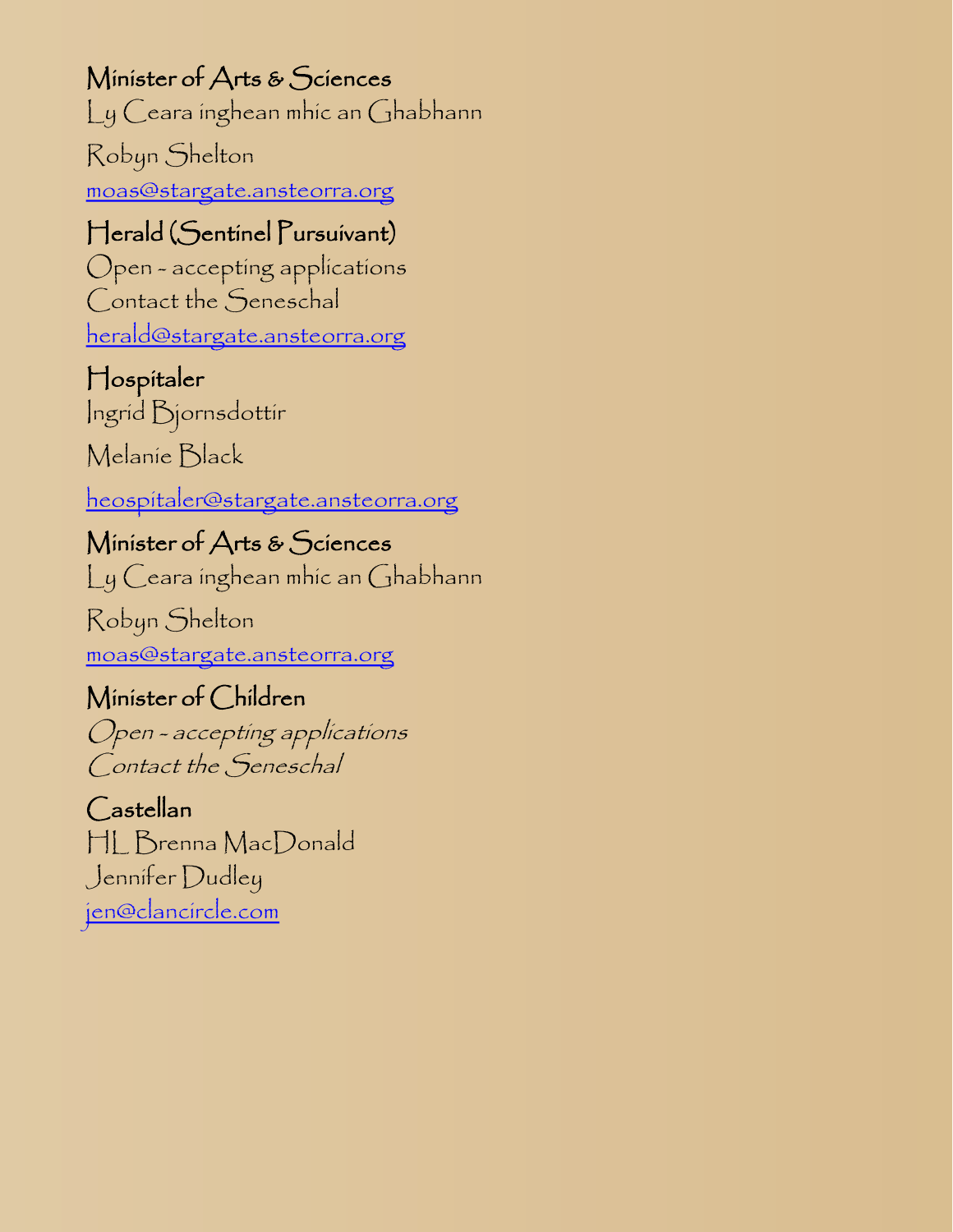### Minister of Arts & Sciences

Ly Ceara inghean mhic an Ghabhann

Robyn Shelton

moas@stargate.ansteorra.org

### Herald (Sentinel Pursuivant)

Open - accepting applications
Contact the Seneschal

herald@stargate.ansteorra.org

### Hospitaler

Ingrid Bjornsdottir

Melanie Black

heospitaler@stargate.ansteorra.org

### Minister of Arts & Sciences

Ly Ceara inghean mhic an Ghabhann

Robyn Shelton

moas@stargate.ansteorra.org

### Minister of Children

*Open - accepting applications*
*Contact the Seneschal*

### Castellan

HL Brenna MacDonald
Jennifer Dudley
jen@clancircle.com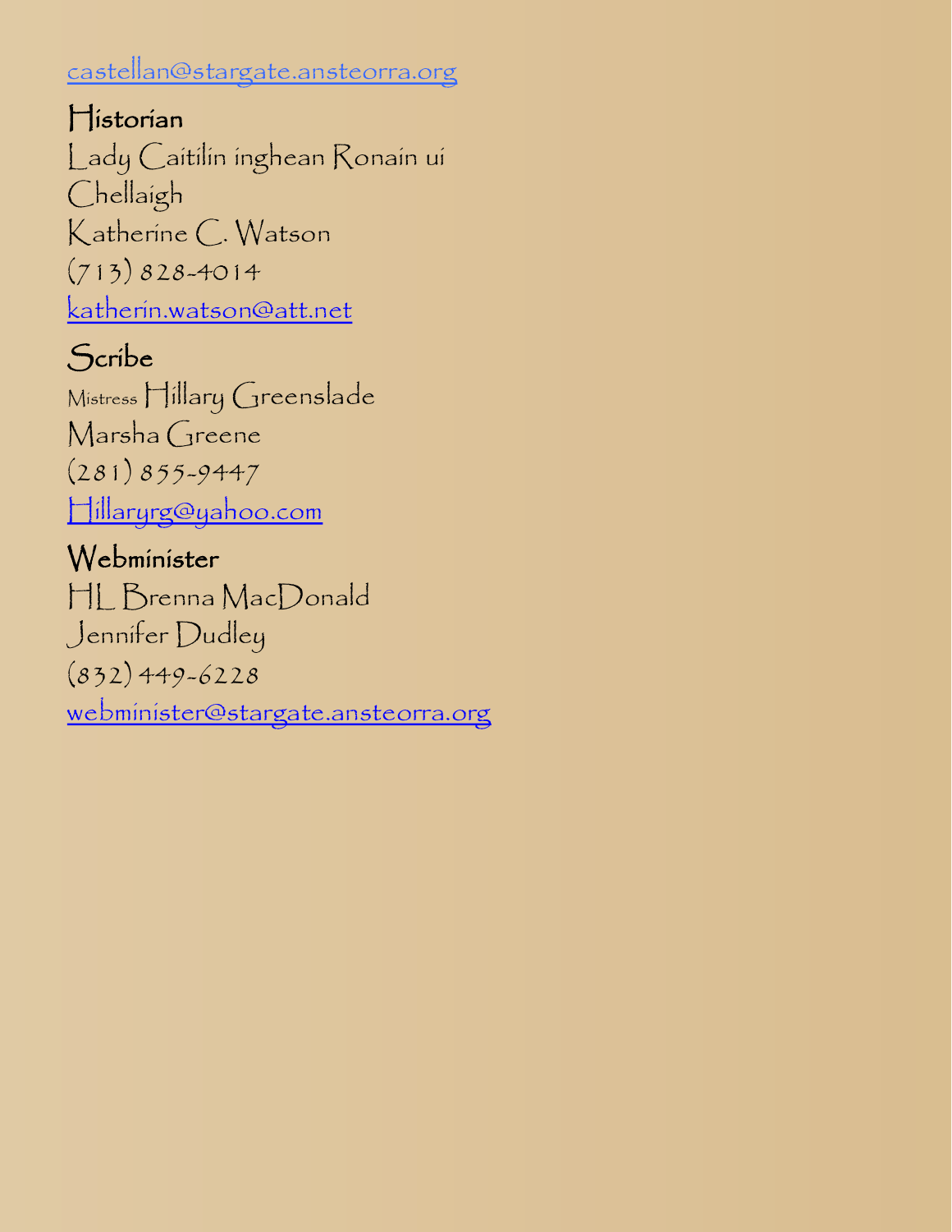castellan@stargate.ansteorra.org

### Historian

Lady Caitilin inghean Ronain ui Chellaigh
Katherine C. Watson
(713) 828-4014
katherin.watson@att.net

### Scribe

Mistress Hillary Greenslade
Marsha Greene
(281) 855-9447
Hillaryrg@yahoo.com

### Webminister

HL Brenna MacDonald
Jennifer Dudley
(832) 449-6228
webminister@stargate.ansteorra.org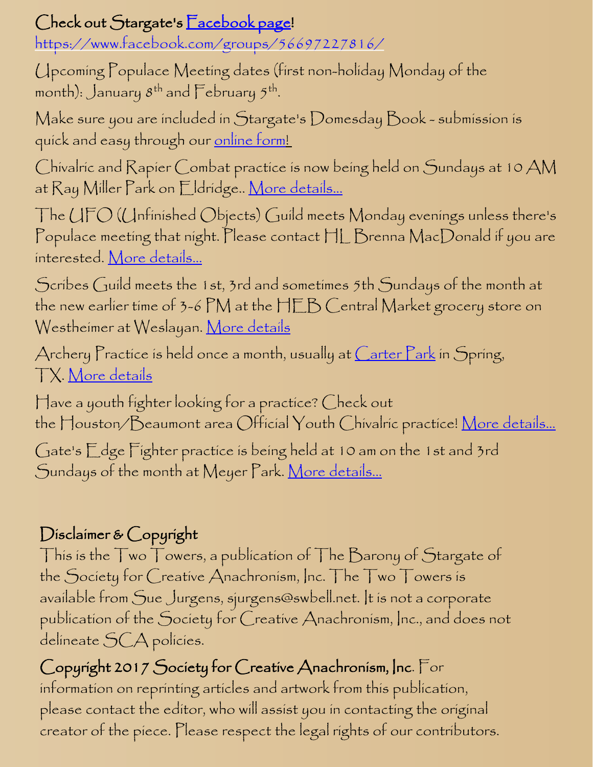Check out Stargate's [Facebook page](https://www.facebook.com/groups/56697227816/)!
https://www.facebook.com/groups/56697227816/

Upcoming Populace Meeting dates (first non-holiday Monday of the month): January 8th and February 5th.

Make sure you are included in Stargate's Domesday Book - submission is quick and easy through our online form!

Chivalric and Rapier Combat practice is now being held on Sundays at 10 AM at Ray Miller Park on Eldridge.. More details...

The UFO (Unfinished Objects) Guild meets Monday evenings unless there's Populace meeting that night. Please contact HL Brenna MacDonald if you are interested. More details...

Scribes Guild meets the 1st, 3rd and sometimes 5th Sundays of the month at the new earlier time of 3-6 PM at the HEB Central Market grocery store on Westheimer at Weslayan. More details

Archery Practice is held once a month, usually at Carter Park in Spring, TX. More details

Have a youth fighter looking for a practice? Check out the Houston/Beaumont area Official Youth Chivalric practice! More details...

Gate's Edge Fighter practice is being held at 10 am on the 1st and 3rd Sundays of the month at Meyer Park. More details...

## Disclaimer & Copyright

This is the Two Towers, a publication of The Barony of Stargate of the Society for Creative Anachronism, Inc. The Two Towers is available from Sue Jurgens, sjurgens@swbell.net. It is not a corporate publication of the Society for Creative Anachronism, Inc., and does not delineate SCA policies.

**Copyright 2017 Society for Creative Anachronism, Inc**. For information on reprinting articles and artwork from this publication, please contact the editor, who will assist you in contacting the original creator of the piece. Please respect the legal rights of our contributors.